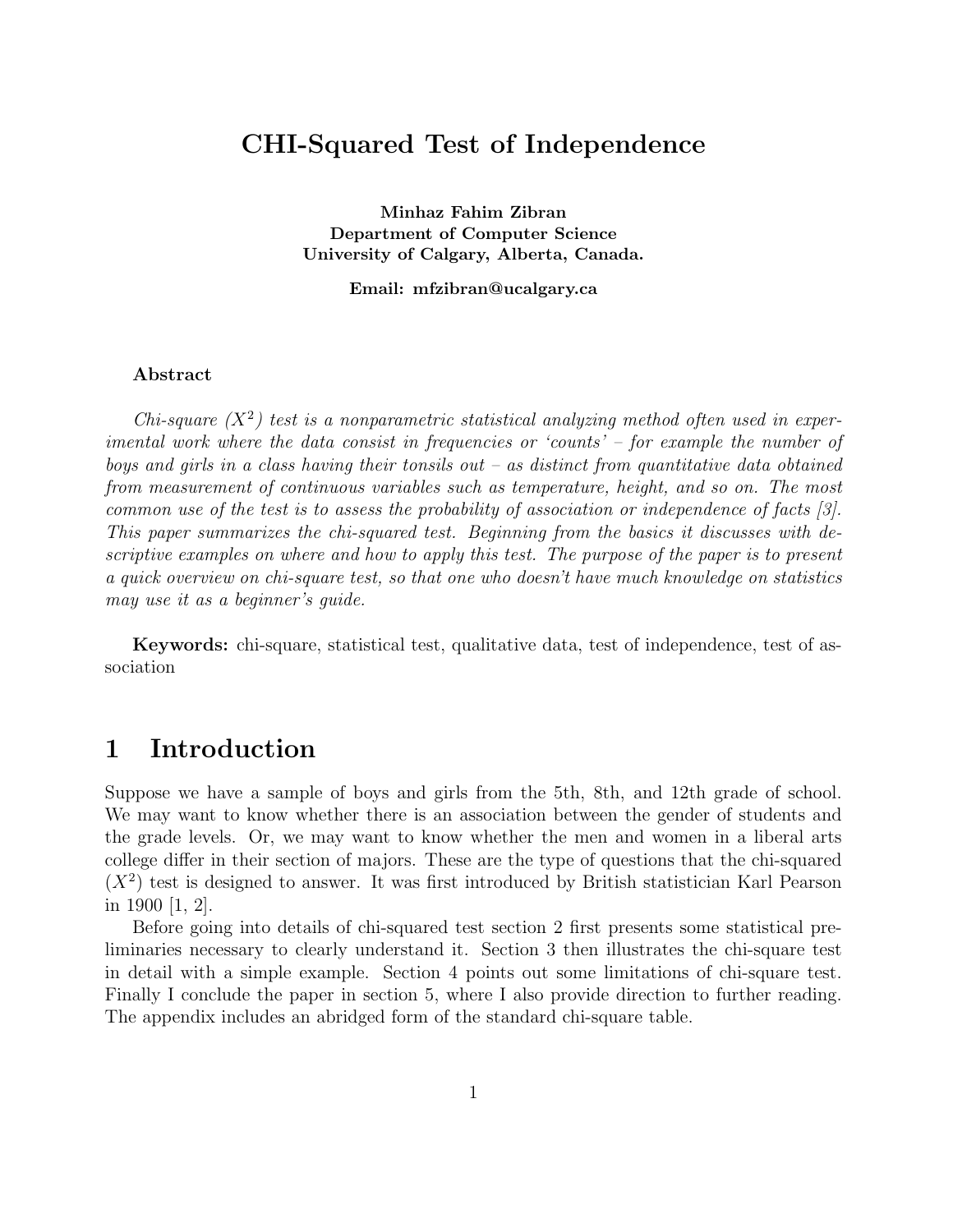# CHI-Squared Test of Independence

**Minhaz Fahim Zibran**
**Department of Computer Science**
**University of Calgary, Alberta, Canada.**

**Email: mfzibran@ucalgary.ca**

### Abstract

*Chi-square ($X^2$) test is a nonparametric statistical analyzing method often used in experimental work where the data consist in frequencies or 'counts' – for example the number of boys and girls in a class having their tonsils out – as distinct from quantitative data obtained from measurement of continuous variables such as temperature, height, and so on. The most common use of the test is to assess the probability of association or independence of facts [3]. This paper summarizes the chi-squared test. Beginning from the basics it discusses with descriptive examples on where and how to apply this test. The purpose of the paper is to present a quick overview on chi-square test, so that one who doesn't have much knowledge on statistics may use it as a beginner's guide.*

**Keywords:** chi-square, statistical test, qualitative data, test of independence, test of association

## 1 Introduction

Suppose we have a sample of boys and girls from the 5th, 8th, and 12th grade of school. We may want to know whether there is an association between the gender of students and the grade levels. Or, we may want to know whether the men and women in a liberal arts college differ in their section of majors. These are the type of questions that the chi-squared ($X^2$) test is designed to answer. It was first introduced by British statistician Karl Pearson in 1900 [1, 2].

Before going into details of chi-squared test section 2 first presents some statistical preliminaries necessary to clearly understand it. Section 3 then illustrates the chi-square test in detail with a simple example. Section 4 points out some limitations of chi-square test. Finally I conclude the paper in section 5, where I also provide direction to further reading. The appendix includes an abridged form of the standard chi-square table.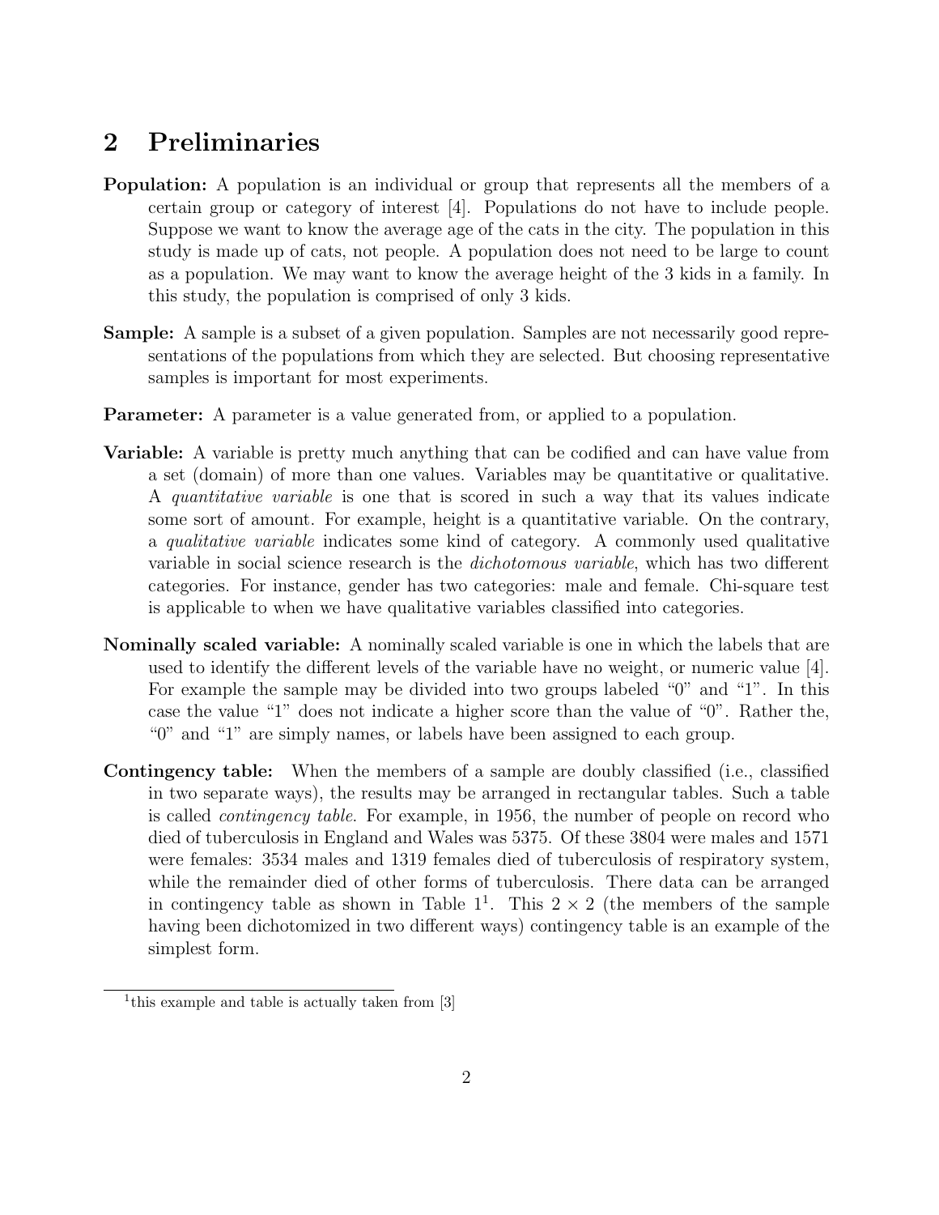## 2 Preliminaries

**Population:** A population is an individual or group that represents all the members of a certain group or category of interest [4]. Populations do not have to include people. Suppose we want to know the average age of the cats in the city. The population in this study is made up of cats, not people. A population does not need to be large to count as a population. We may want to know the average height of the 3 kids in a family. In this study, the population is comprised of only 3 kids.

**Sample:** A sample is a subset of a given population. Samples are not necessarily good representations of the populations from which they are selected. But choosing representative samples is important for most experiments.

**Parameter:** A parameter is a value generated from, or applied to a population.

**Variable:** A variable is pretty much anything that can be codified and can have value from a set (domain) of more than one values. Variables may be quantitative or qualitative. A *quantitative variable* is one that is scored in such a way that its values indicate some sort of amount. For example, height is a quantitative variable. On the contrary, a *qualitative variable* indicates some kind of category. A commonly used qualitative variable in social science research is the *dichotomous variable*, which has two different categories. For instance, gender has two categories: male and female. Chi-square test is applicable to when we have qualitative variables classified into categories.

**Nominally scaled variable:** A nominally scaled variable is one in which the labels that are used to identify the different levels of the variable have no weight, or numeric value [4]. For example the sample may be divided into two groups labeled "0" and "1". In this case the value "1" does not indicate a higher score than the value of "0". Rather the, "0" and "1" are simply names, or labels have been assigned to each group.

**Contingency table:** When the members of a sample are doubly classified (i.e., classified in two separate ways), the results may be arranged in rectangular tables. Such a table is called *contingency table*. For example, in 1956, the number of people on record who died of tuberculosis in England and Wales was 5375. Of these 3804 were males and 1571 were females: 3534 males and 1319 females died of tuberculosis of respiratory system, while the remainder died of other forms of tuberculosis. There data can be arranged in contingency table as shown in Table 1[1]. This $2 \times 2$ (the members of the sample having been dichotomized in two different ways) contingency table is an example of the simplest form.

[1] this example and table is actually taken from [3]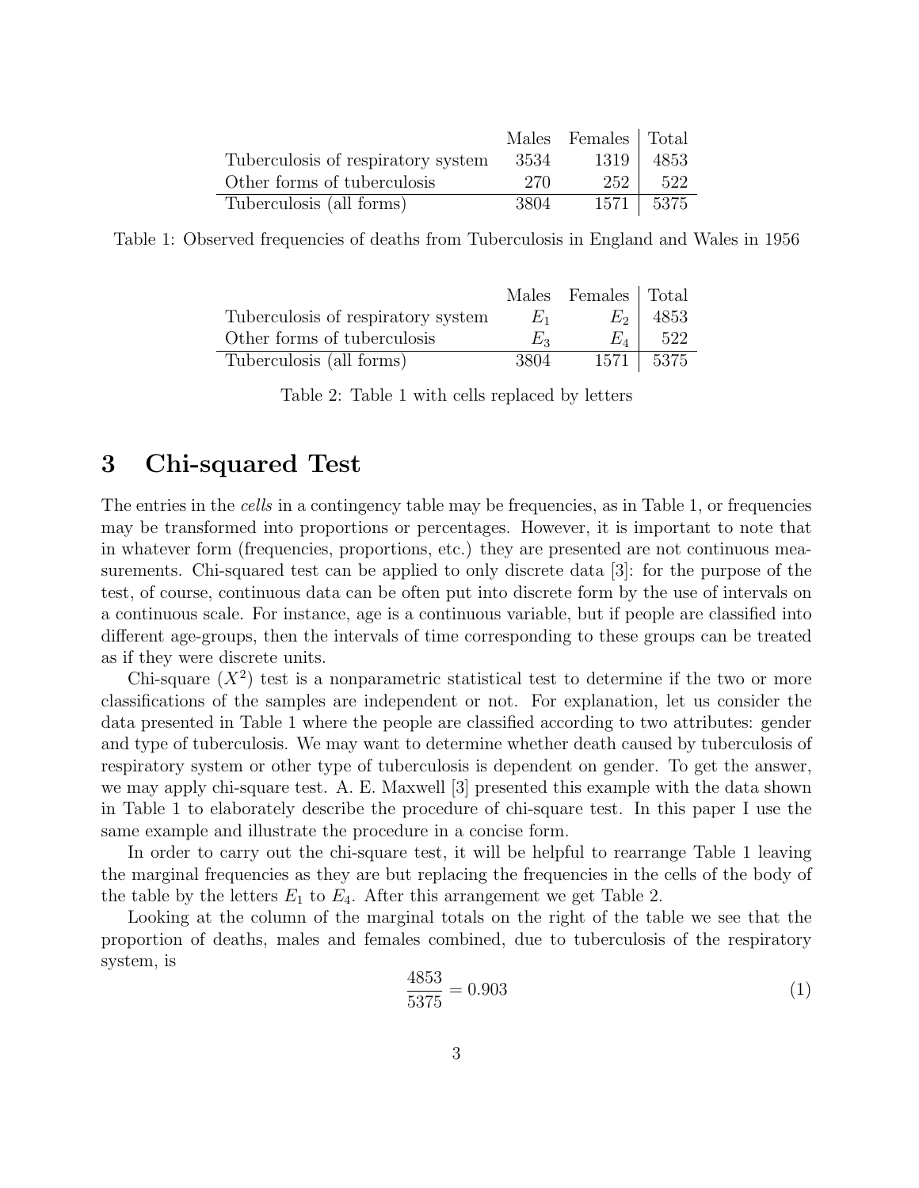| | Males | Females | Total |
|---|---|---|---|
| Tuberculosis of respiratory system | 3534 | 1319 | 4853 |
| Other forms of tuberculosis | 270 | 252 | 522 |
| Tuberculosis (all forms) | 3804 | 1571 | 5375 |

Table 1: Observed frequencies of deaths from Tuberculosis in England and Wales in 1956

| | Males | Females | Total |
|---|---|---|---|
| Tuberculosis of respiratory system | $E_1$ | $E_2$ | 4853 |
| Other forms of tuberculosis | $E_3$ | $E_4$ | 522 |
| Tuberculosis (all forms) | 3804 | 1571 | 5375 |

Table 2: Table 1 with cells replaced by letters

## 3 Chi-squared Test

The entries in the *cells* in a contingency table may be frequencies, as in Table 1, or frequencies may be transformed into proportions or percentages. However, it is important to note that in whatever form (frequencies, proportions, etc.) they are presented are not continuous measurements. Chi-squared test can be applied to only discrete data [3]: for the purpose of the test, of course, continuous data can be often put into discrete form by the use of intervals on a continuous scale. For instance, age is a continuous variable, but if people are classified into different age-groups, then the intervals of time corresponding to these groups can be treated as if they were discrete units.

Chi-square ($X^2$) test is a nonparametric statistical test to determine if the two or more classifications of the samples are independent or not. For explanation, let us consider the data presented in Table 1 where the people are classified according to two attributes: gender and type of tuberculosis. We may want to determine whether death caused by tuberculosis of respiratory system or other type of tuberculosis is dependent on gender. To get the answer, we may apply chi-square test. A. E. Maxwell [3] presented this example with the data shown in Table 1 to elaborately describe the procedure of chi-square test. In this paper I use the same example and illustrate the procedure in a concise form.

In order to carry out the chi-square test, it will be helpful to rearrange Table 1 leaving the marginal frequencies as they are but replacing the frequencies in the cells of the body of the table by the letters $E_1$ to $E_4$. After this arrangement we get Table 2.

Looking at the column of the marginal totals on the right of the table we see that the proportion of deaths, males and females combined, due to tuberculosis of the respiratory system, is

$$\frac{4853}{5375} = 0.903 \tag{1}$$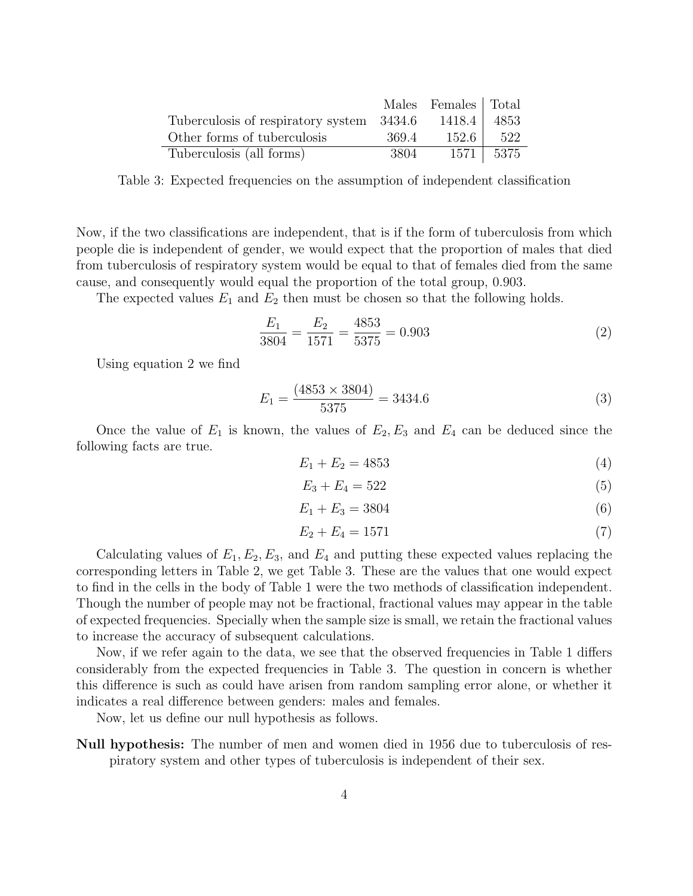| | Males | Females | Total |
|---|---|---|---|
| Tuberculosis of respiratory system | 3434.6 | 1418.4 | 4853 |
| Other forms of tuberculosis | 369.4 | 152.6 | 522 |
| Tuberculosis (all forms) | 3804 | 1571 | 5375 |

Table 3: Expected frequencies on the assumption of independent classification

Now, if the two classifications are independent, that is if the form of tuberculosis from which people die is independent of gender, we would expect that the proportion of males that died from tuberculosis of respiratory system would be equal to that of females died from the same cause, and consequently would equal the proportion of the total group, 0.903.

The expected values $E_1$ and $E_2$ then must be chosen so that the following holds.

$$\frac{E_1}{3804} = \frac{E_2}{1571} = \frac{4853}{5375} = 0.903 \tag{2}$$

Using equation 2 we find

$$E_1 = \frac{(4853 \times 3804)}{5375} = 3434.6 \tag{3}$$

Once the value of $E_1$ is known, the values of $E_2, E_3$ and $E_4$ can be deduced since the following facts are true.

$$E_1 + E_2 = 4853 \tag{4}$$

$$E_3 + E_4 = 522 \tag{5}$$

$$E_1 + E_3 = 3804 \tag{6}$$

$$E_2 + E_4 = 1571 \tag{7}$$

Calculating values of $E_1, E_2, E_3$, and $E_4$ and putting these expected values replacing the corresponding letters in Table 2, we get Table 3. These are the values that one would expect to find in the cells in the body of Table 1 were the two methods of classification independent. Though the number of people may not be fractional, fractional values may appear in the table of expected frequencies. Specially when the sample size is small, we retain the fractional values to increase the accuracy of subsequent calculations.

Now, if we refer again to the data, we see that the observed frequencies in Table 1 differs considerably from the expected frequencies in Table 3. The question in concern is whether this difference is such as could have arisen from random sampling error alone, or whether it indicates a real difference between genders: males and females.

Now, let us define our null hypothesis as follows.

**Null hypothesis:** The number of men and women died in 1956 due to tuberculosis of respiratory system and other types of tuberculosis is independent of their sex.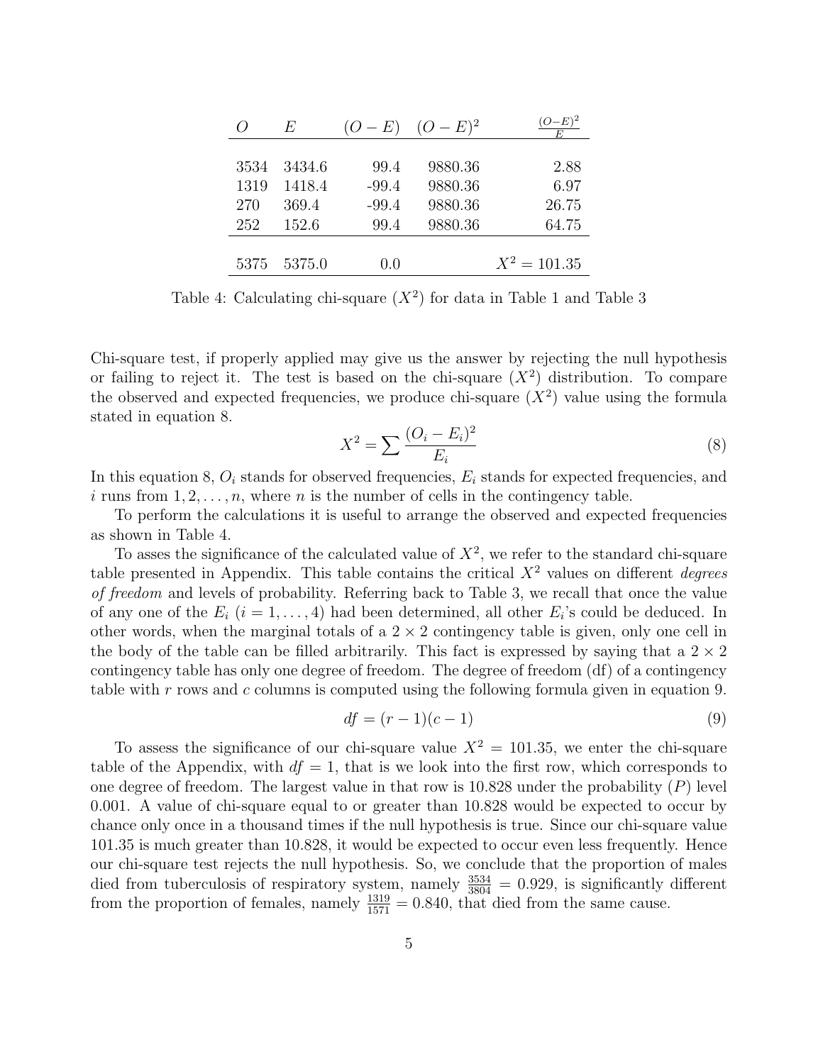| $O$ | $E$ | $(O-E)$ | $(O-E)^2$ | $\frac{(O-E)^2}{E}$ |
|---|---|---|---|---|
| 3534 | 3434.6 | 99.4 | 9880.36 | 2.88 |
| 1319 | 1418.4 | -99.4 | 9880.36 | 6.97 |
| 270 | 369.4 | -99.4 | 9880.36 | 26.75 |
| 252 | 152.6 | 99.4 | 9880.36 | 64.75 |
| 5375 | 5375.0 | 0.0 | | $X^2 = 101.35$ |

Table 4: Calculating chi-square ($X^2$) for data in Table 1 and Table 3

Chi-square test, if properly applied may give us the answer by rejecting the null hypothesis or failing to reject it. The test is based on the chi-square ($X^2$) distribution. To compare the observed and expected frequencies, we produce chi-square ($X^2$) value using the formula stated in equation 8.

$$X^2 = \sum \frac{(O_i - E_i)^2}{E_i} \tag{8}$$

In this equation 8, $O_i$ stands for observed frequencies, $E_i$ stands for expected frequencies, and $i$ runs from $1, 2, \ldots, n$, where $n$ is the number of cells in the contingency table.

To perform the calculations it is useful to arrange the observed and expected frequencies as shown in Table 4.

To asses the significance of the calculated value of $X^2$, we refer to the standard chi-square table presented in Appendix. This table contains the critical $X^2$ values on different *degrees of freedom* and levels of probability. Referring back to Table 3, we recall that once the value of any one of the $E_i$ $(i = 1, \ldots, 4)$ had been determined, all other $E_i$'s could be deduced. In other words, when the marginal totals of a $2 \times 2$ contingency table is given, only one cell in the body of the table can be filled arbitrarily. This fact is expressed by saying that a $2 \times 2$ contingency table has only one degree of freedom. The degree of freedom (df) of a contingency table with $r$ rows and $c$ columns is computed using the following formula given in equation 9.

$$df = (r-1)(c-1) \tag{9}$$

To assess the significance of our chi-square value $X^2 = 101.35$, we enter the chi-square table of the Appendix, with $df = 1$, that is we look into the first row, which corresponds to one degree of freedom. The largest value in that row is 10.828 under the probability ($P$) level 0.001. A value of chi-square equal to or greater than 10.828 would be expected to occur by chance only once in a thousand times if the null hypothesis is true. Since our chi-square value 101.35 is much greater than 10.828, it would be expected to occur even less frequently. Hence our chi-square test rejects the null hypothesis. So, we conclude that the proportion of males died from tuberculosis of respiratory system, namely $\frac{3534}{3804} = 0.929$, is significantly different from the proportion of females, namely $\frac{1319}{1571} = 0.840$, that died from the same cause.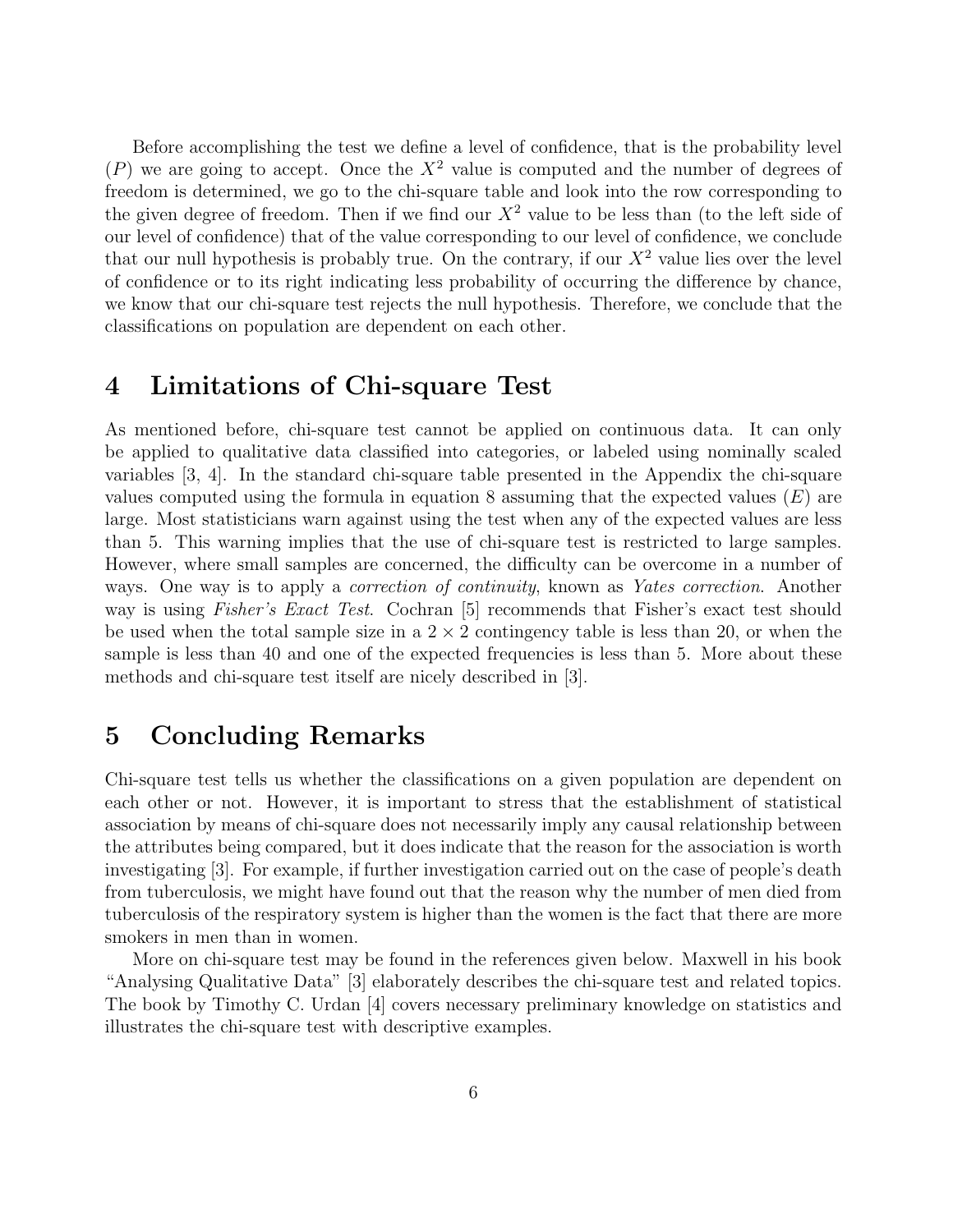Before accomplishing the test we define a level of confidence, that is the probability level ($P$) we are going to accept. Once the $X^2$ value is computed and the number of degrees of freedom is determined, we go to the chi-square table and look into the row corresponding to the given degree of freedom. Then if we find our $X^2$ value to be less than (to the left side of our level of confidence) that of the value corresponding to our level of confidence, we conclude that our null hypothesis is probably true. On the contrary, if our $X^2$ value lies over the level of confidence or to its right indicating less probability of occurring the difference by chance, we know that our chi-square test rejects the null hypothesis. Therefore, we conclude that the classifications on population are dependent on each other.

## 4 Limitations of Chi-square Test

As mentioned before, chi-square test cannot be applied on continuous data. It can only be applied to qualitative data classified into categories, or labeled using nominally scaled variables [3, 4]. In the standard chi-square table presented in the Appendix the chi-square values computed using the formula in equation 8 assuming that the expected values ($E$) are large. Most statisticians warn against using the test when any of the expected values are less than 5. This warning implies that the use of chi-square test is restricted to large samples. However, where small samples are concerned, the difficulty can be overcome in a number of ways. One way is to apply a *correction of continuity*, known as *Yates correction*. Another way is using *Fisher's Exact Test*. Cochran [5] recommends that Fisher's exact test should be used when the total sample size in a $2 \times 2$ contingency table is less than 20, or when the sample is less than 40 and one of the expected frequencies is less than 5. More about these methods and chi-square test itself are nicely described in [3].

## 5 Concluding Remarks

Chi-square test tells us whether the classifications on a given population are dependent on each other or not. However, it is important to stress that the establishment of statistical association by means of chi-square does not necessarily imply any causal relationship between the attributes being compared, but it does indicate that the reason for the association is worth investigating [3]. For example, if further investigation carried out on the case of people's death from tuberculosis, we might have found out that the reason why the number of men died from tuberculosis of the respiratory system is higher than the women is the fact that there are more smokers in men than in women.

More on chi-square test may be found in the references given below. Maxwell in his book "Analysing Qualitative Data" [3] elaborately describes the chi-square test and related topics. The book by Timothy C. Urdan [4] covers necessary preliminary knowledge on statistics and illustrates the chi-square test with descriptive examples.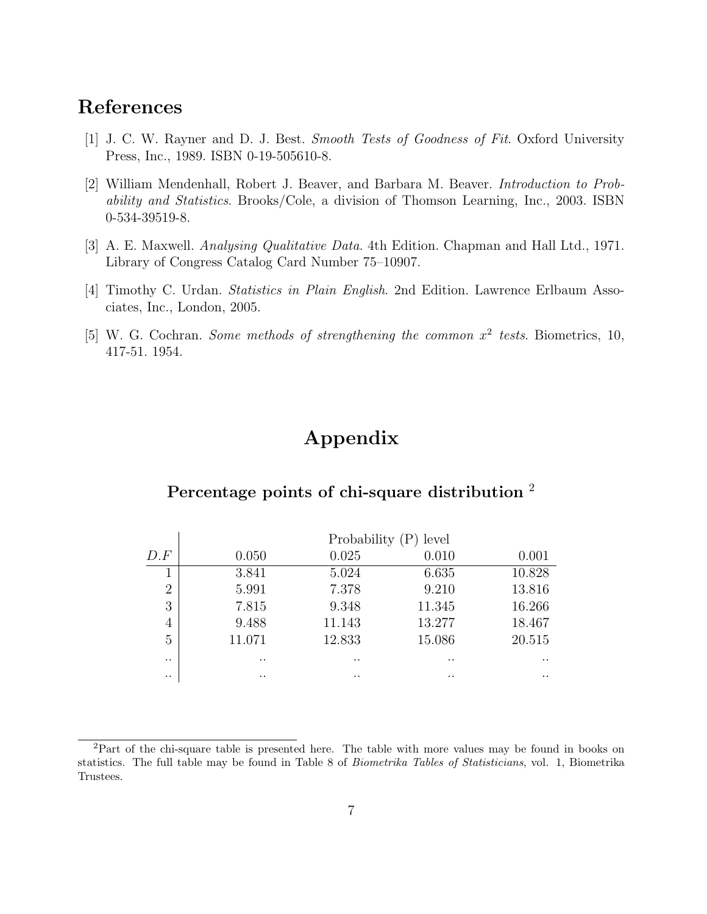# References

[1] J. C. W. Rayner and D. J. Best. *Smooth Tests of Goodness of Fit*. Oxford University Press, Inc., 1989. ISBN 0-19-505610-8.

[2] William Mendenhall, Robert J. Beaver, and Barbara M. Beaver. *Introduction to Probability and Statistics*. Brooks/Cole, a division of Thomson Learning, Inc., 2003. ISBN 0-534-39519-8.

[3] A. E. Maxwell. *Analysing Qualitative Data*. 4th Edition. Chapman and Hall Ltd., 1971. Library of Congress Catalog Card Number 75–10907.

[4] Timothy C. Urdan. *Statistics in Plain English*. 2nd Edition. Lawrence Erlbaum Associates, Inc., London, 2005.

[5] W. G. Cochran. *Some methods of strengthening the common $x^2$ tests*. Biometrics, 10, 417-51. 1954.

# Appendix

## Percentage points of chi-square distribution [2]

| | Probability (P) level | | | |
|---|---|---|---|---|
| *D.F* | 0.050 | 0.025 | 0.010 | 0.001 |
| 1 | 3.841 | 5.024 | 6.635 | 10.828 |
| 2 | 5.991 | 7.378 | 9.210 | 13.816 |
| 3 | 7.815 | 9.348 | 11.345 | 16.266 |
| 4 | 9.488 | 11.143 | 13.277 | 18.467 |
| 5 | 11.071 | 12.833 | 15.086 | 20.515 |
| .. | .. | .. | .. | .. |
| .. | .. | .. | .. | .. |

[2] Part of the chi-square table is presented here. The table with more values may be found in books on statistics. The full table may be found in Table 8 of *Biometrika Tables of Statisticians*, vol. 1, Biometrika Trustees.